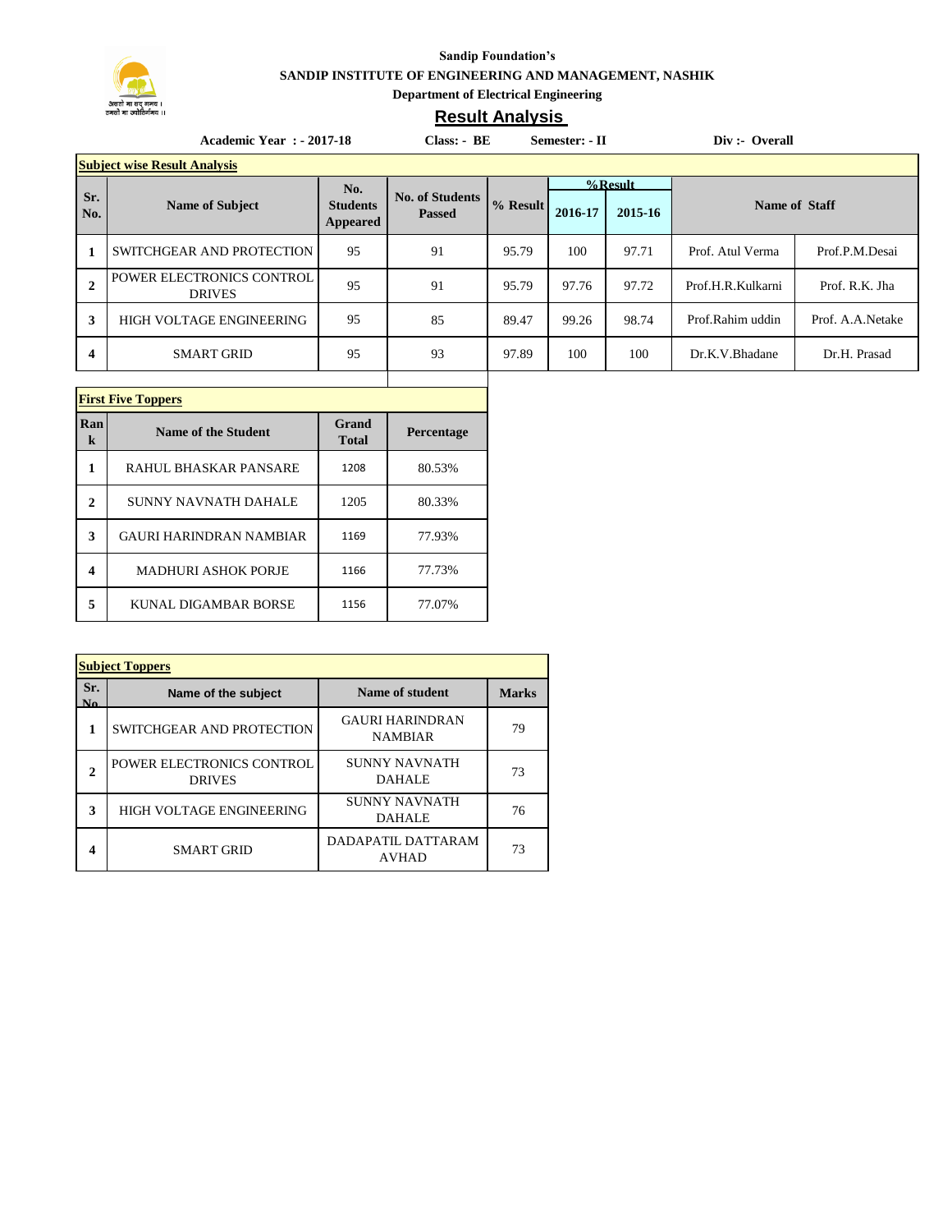Sandip Foundation's

**SANDIP INSTITUTE OF ENGINEERING AND MANAGEMENT, NASHIK**

**Department of Electrical Engineering**

## Result Analysis

**Academic Year : - 2017-18** **Class: - BE** **Semester: - II** **Div :- Overall**

**Subject wise Result Analysis**

| Sr. No. | Name of Subject | No. Students Appeared | No. of Students Passed | % Result | %Result | | Name of Staff | |
|---|---|---|---|---|---|---|---|---|
| | | | | | 2016-17 | 2015-16 | | |
| 1 | SWITCHGEAR AND PROTECTION | 95 | 91 | 95.79 | 100 | 97.71 | Prof. Atul Verma | Prof.P.M.Desai |
| 2 | POWER ELECTRONICS CONTROL DRIVES | 95 | 91 | 95.79 | 97.76 | 97.72 | Prof.H.R.Kulkarni | Prof. R.K. Jha |
| 3 | HIGH VOLTAGE ENGINEERING | 95 | 85 | 89.47 | 99.26 | 98.74 | Prof.Rahim uddin | Prof. A.A.Netake |
| 4 | SMART GRID | 95 | 93 | 97.89 | 100 | 100 | Dr.K.V.Bhadane | Dr.H. Prasad |

**First Five Toppers**

| Rank | Name of the Student | Grand Total | Percentage |
|---|---|---|---|
| 1 | RAHUL BHASKAR PANSARE | 1208 | 80.53% |
| 2 | SUNNY NAVNATH DAHALE | 1205 | 80.33% |
| 3 | GAURI HARINDRAN NAMBIAR | 1169 | 77.93% |
| 4 | MADHURI ASHOK PORJE | 1166 | 77.73% |
| 5 | KUNAL DIGAMBAR BORSE | 1156 | 77.07% |

**Subject Toppers**

| Sr. No | Name of the subject | Name of student | Marks |
|---|---|---|---|
| 1 | SWITCHGEAR AND PROTECTION | GAURI HARINDRAN NAMBIAR | 79 |
| 2 | POWER ELECTRONICS CONTROL DRIVES | SUNNY NAVNATH DAHALE | 73 |
| 3 | HIGH VOLTAGE ENGINEERING | SUNNY NAVNATH DAHALE | 76 |
| 4 | SMART GRID | DADAPATIL DATTARAM AVHAD | 73 |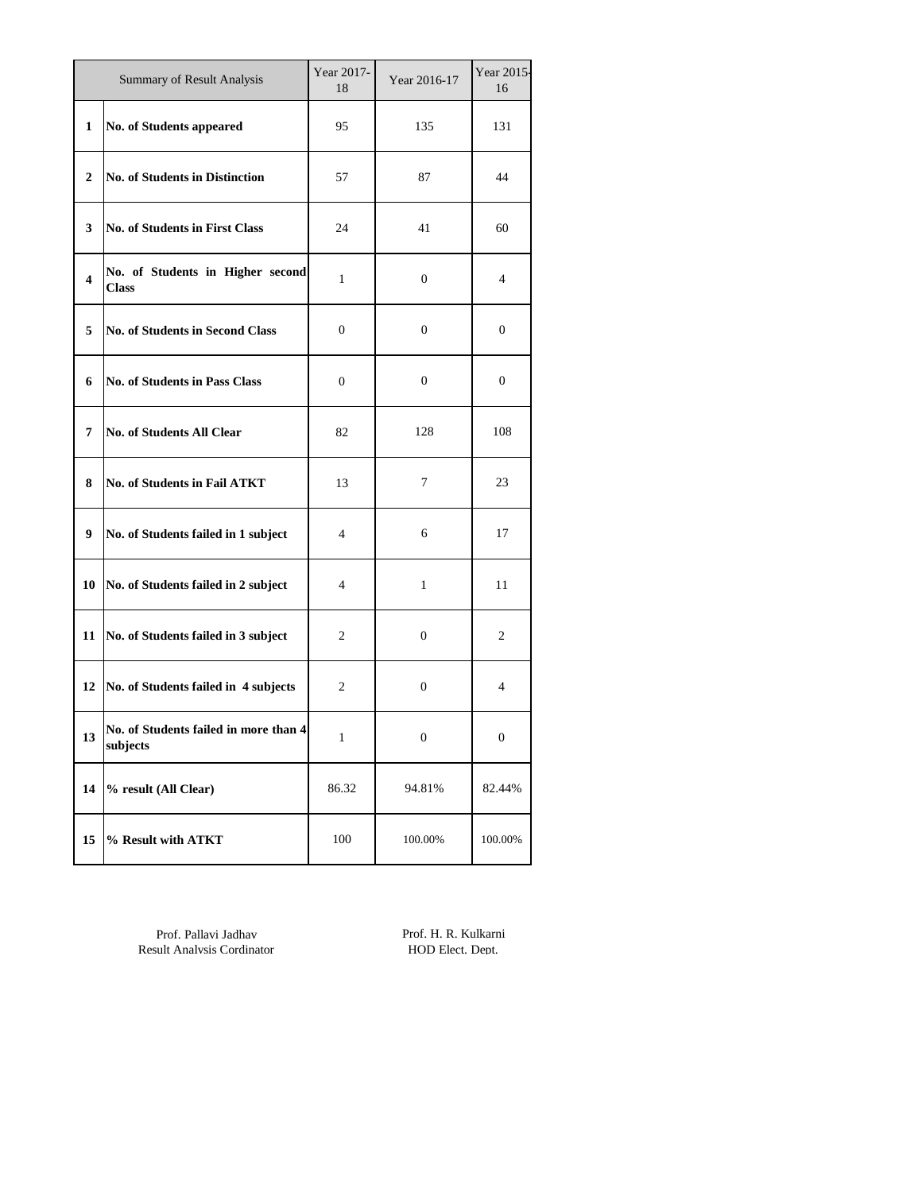| | Summary of Result Analysis | Year 2017-18 | Year 2016-17 | Year 2015-16 |
|---|---|---|---|---|
| 1 | **No. of Students appeared** | 95 | 135 | 131 |
| 2 | **No. of Students in Distinction** | 57 | 87 | 44 |
| 3 | **No. of Students in First Class** | 24 | 41 | 60 |
| 4 | **No. of Students in Higher second Class** | 1 | 0 | 4 |
| 5 | **No. of Students in Second Class** | 0 | 0 | 0 |
| 6 | **No. of Students in Pass Class** | 0 | 0 | 0 |
| 7 | **No. of Students All Clear** | 82 | 128 | 108 |
| 8 | **No. of Students in Fail ATKT** | 13 | 7 | 23 |
| 9 | **No. of Students failed in 1 subject** | 4 | 6 | 17 |
| 10 | **No. of Students failed in 2 subject** | 4 | 1 | 11 |
| 11 | **No. of Students failed in 3 subject** | 2 | 0 | 2 |
| 12 | **No. of Students failed in 4 subjects** | 2 | 0 | 4 |
| 13 | **No. of Students failed in more than 4 subjects** | 1 | 0 | 0 |
| 14 | **% result (All Clear)** | 86.32 | 94.81% | 82.44% |
| 15 | **% Result with ATKT** | 100 | 100.00% | 100.00% |

Prof. Pallavi Jadhav
Result Analysis Cordinator

Prof. H. R. Kulkarni
HOD Elect. Dept.